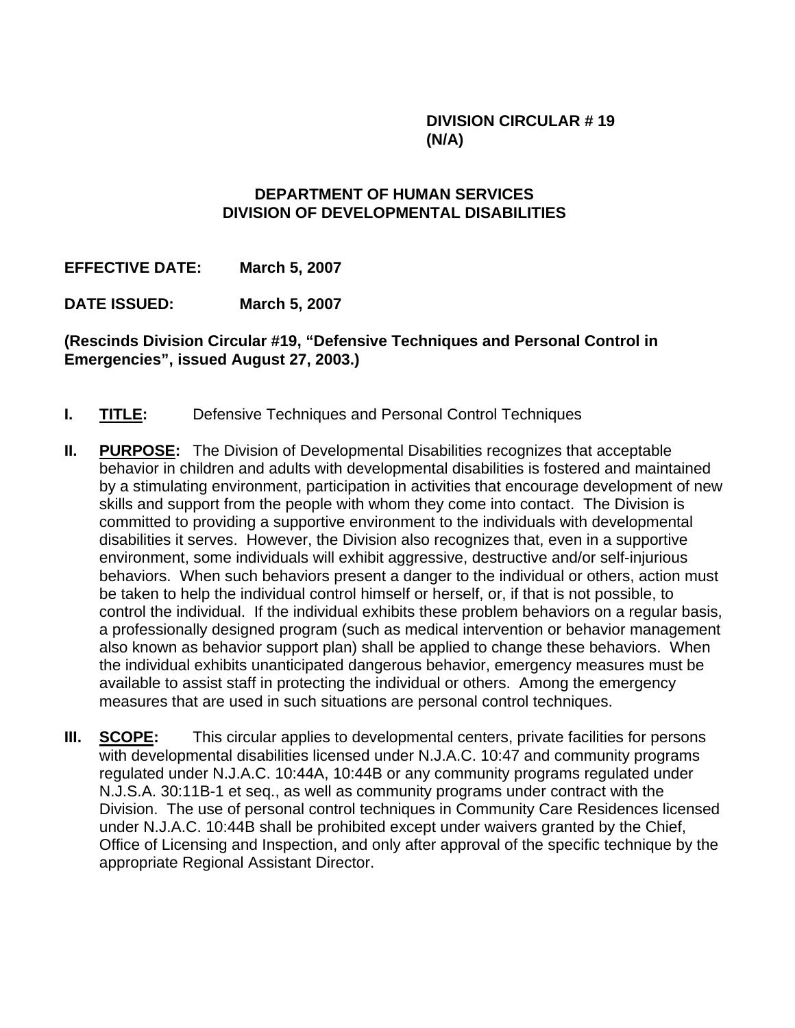**DIVISION CIRCULAR # 19**
**(N/A)**

# DEPARTMENT OF HUMAN SERVICES
# DIVISION OF DEVELOPMENTAL DISABILITIES

**EFFECTIVE DATE:** **March 5, 2007**

**DATE ISSUED:** **March 5, 2007**

**(Rescinds Division Circular #19, "Defensive Techniques and Personal Control in Emergencies", issued August 27, 2003.)**

**I.** **TITLE:** Defensive Techniques and Personal Control Techniques

**II.** **PURPOSE:** The Division of Developmental Disabilities recognizes that acceptable behavior in children and adults with developmental disabilities is fostered and maintained by a stimulating environment, participation in activities that encourage development of new skills and support from the people with whom they come into contact. The Division is committed to providing a supportive environment to the individuals with developmental disabilities it serves. However, the Division also recognizes that, even in a supportive environment, some individuals will exhibit aggressive, destructive and/or self-injurious behaviors. When such behaviors present a danger to the individual or others, action must be taken to help the individual control himself or herself, or, if that is not possible, to control the individual. If the individual exhibits these problem behaviors on a regular basis, a professionally designed program (such as medical intervention or behavior management also known as behavior support plan) shall be applied to change these behaviors. When the individual exhibits unanticipated dangerous behavior, emergency measures must be available to assist staff in protecting the individual or others. Among the emergency measures that are used in such situations are personal control techniques.

**III.** **SCOPE:** This circular applies to developmental centers, private facilities for persons with developmental disabilities licensed under N.J.A.C. 10:47 and community programs regulated under N.J.A.C. 10:44A, 10:44B or any community programs regulated under N.J.S.A. 30:11B-1 et seq., as well as community programs under contract with the Division. The use of personal control techniques in Community Care Residences licensed under N.J.A.C. 10:44B shall be prohibited except under waivers granted by the Chief, Office of Licensing and Inspection, and only after approval of the specific technique by the appropriate Regional Assistant Director.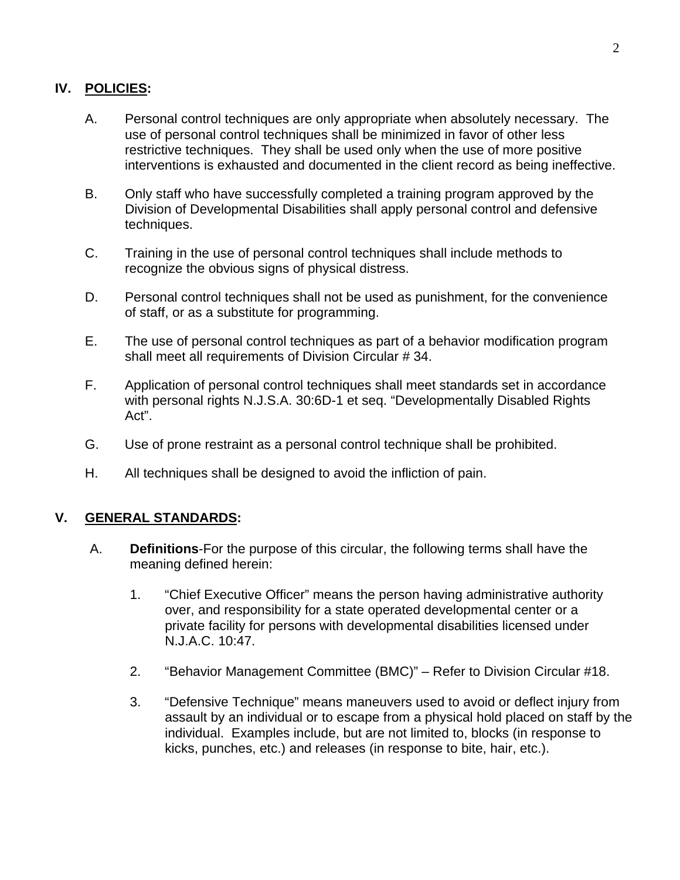## IV. POLICIES:

A. Personal control techniques are only appropriate when absolutely necessary. The use of personal control techniques shall be minimized in favor of other less restrictive techniques. They shall be used only when the use of more positive interventions is exhausted and documented in the client record as being ineffective.

B. Only staff who have successfully completed a training program approved by the Division of Developmental Disabilities shall apply personal control and defensive techniques.

C. Training in the use of personal control techniques shall include methods to recognize the obvious signs of physical distress.

D. Personal control techniques shall not be used as punishment, for the convenience of staff, or as a substitute for programming.

E. The use of personal control techniques as part of a behavior modification program shall meet all requirements of Division Circular # 34.

F. Application of personal control techniques shall meet standards set in accordance with personal rights N.J.S.A. 30:6D-1 et seq. "Developmentally Disabled Rights Act".

G. Use of prone restraint as a personal control technique shall be prohibited.

H. All techniques shall be designed to avoid the infliction of pain.

## V. GENERAL STANDARDS:

A. **Definitions**-For the purpose of this circular, the following terms shall have the meaning defined herein:

1. "Chief Executive Officer" means the person having administrative authority over, and responsibility for a state operated developmental center or a private facility for persons with developmental disabilities licensed under N.J.A.C. 10:47.

2. "Behavior Management Committee (BMC)" – Refer to Division Circular #18.

3. "Defensive Technique" means maneuvers used to avoid or deflect injury from assault by an individual or to escape from a physical hold placed on staff by the individual. Examples include, but are not limited to, blocks (in response to kicks, punches, etc.) and releases (in response to bite, hair, etc.).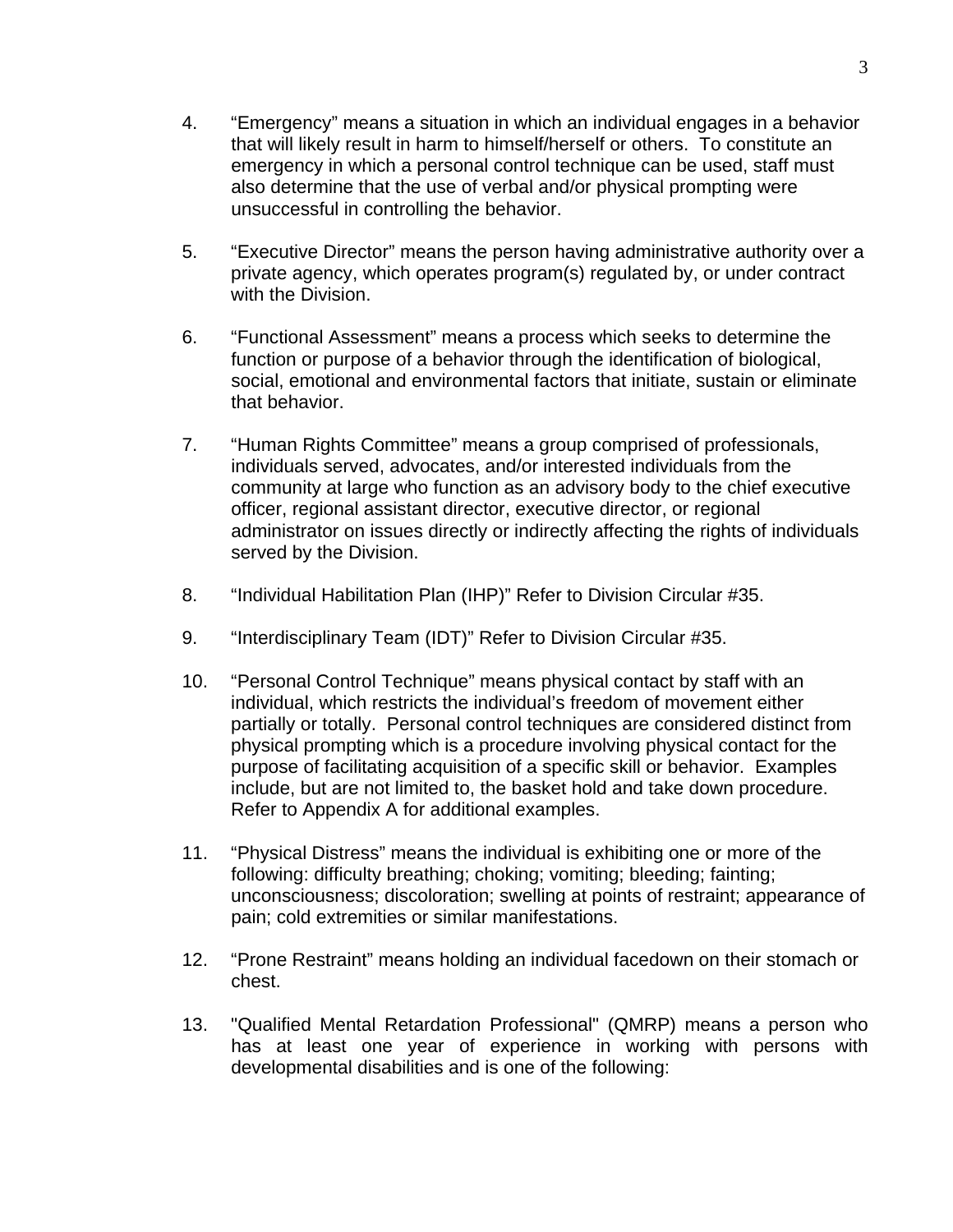4. “Emergency” means a situation in which an individual engages in a behavior that will likely result in harm to himself/herself or others. To constitute an emergency in which a personal control technique can be used, staff must also determine that the use of verbal and/or physical prompting were unsuccessful in controlling the behavior.

5. “Executive Director” means the person having administrative authority over a private agency, which operates program(s) regulated by, or under contract with the Division.

6. “Functional Assessment” means a process which seeks to determine the function or purpose of a behavior through the identification of biological, social, emotional and environmental factors that initiate, sustain or eliminate that behavior.

7. “Human Rights Committee” means a group comprised of professionals, individuals served, advocates, and/or interested individuals from the community at large who function as an advisory body to the chief executive officer, regional assistant director, executive director, or regional administrator on issues directly or indirectly affecting the rights of individuals served by the Division.

8. “Individual Habilitation Plan (IHP)” Refer to Division Circular #35.

9. “Interdisciplinary Team (IDT)” Refer to Division Circular #35.

10. “Personal Control Technique” means physical contact by staff with an individual, which restricts the individual’s freedom of movement either partially or totally. Personal control techniques are considered distinct from physical prompting which is a procedure involving physical contact for the purpose of facilitating acquisition of a specific skill or behavior. Examples include, but are not limited to, the basket hold and take down procedure. Refer to Appendix A for additional examples.

11. “Physical Distress” means the individual is exhibiting one or more of the following: difficulty breathing; choking; vomiting; bleeding; fainting; unconsciousness; discoloration; swelling at points of restraint; appearance of pain; cold extremities or similar manifestations.

12. “Prone Restraint” means holding an individual facedown on their stomach or chest.

13. "Qualified Mental Retardation Professional" (QMRP) means a person who has at least one year of experience in working with persons with developmental disabilities and is one of the following: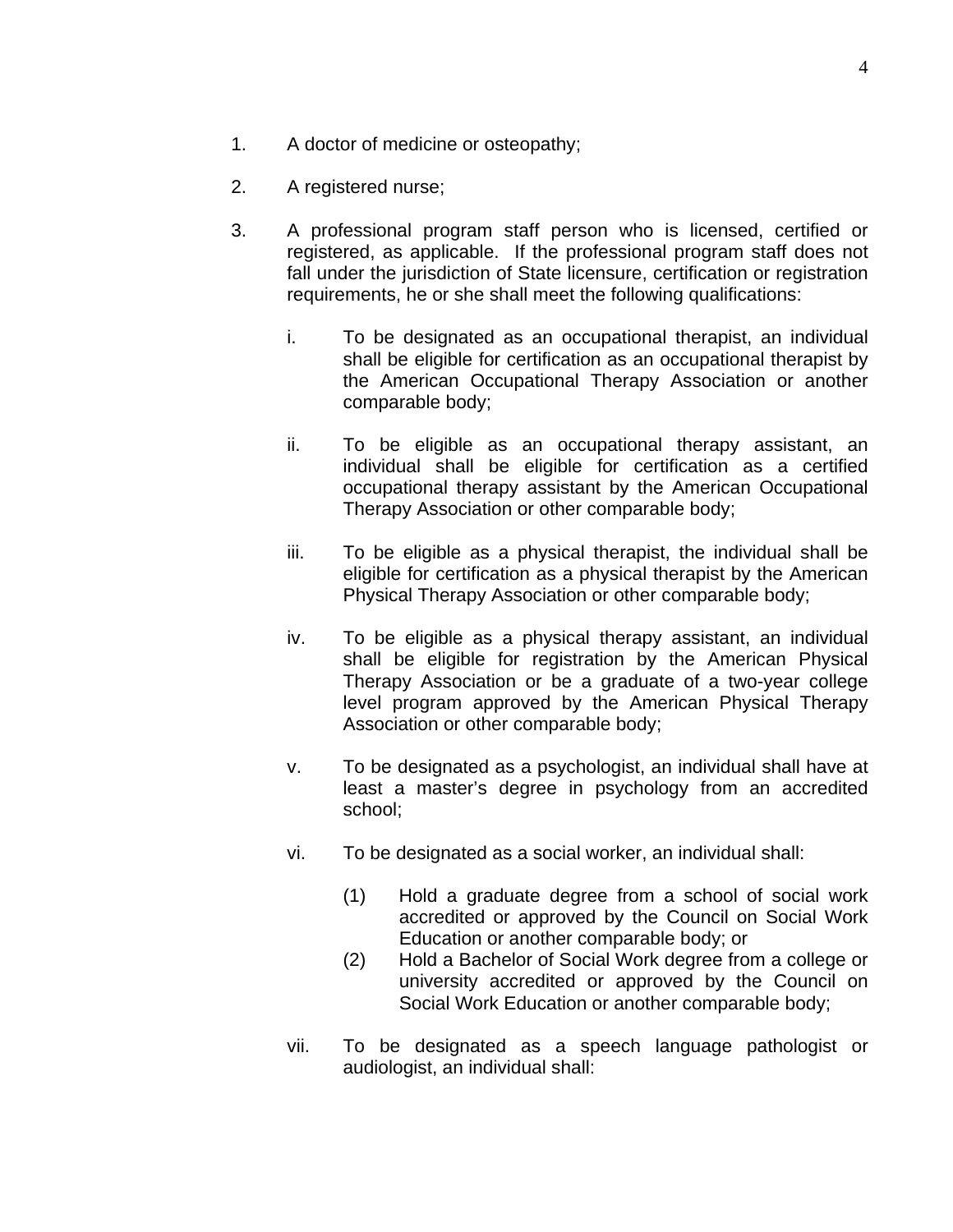1. A doctor of medicine or osteopathy;

2. A registered nurse;

3. A professional program staff person who is licensed, certified or registered, as applicable. If the professional program staff does not fall under the jurisdiction of State licensure, certification or registration requirements, he or she shall meet the following qualifications:

   i. To be designated as an occupational therapist, an individual shall be eligible for certification as an occupational therapist by the American Occupational Therapy Association or another comparable body;

   ii. To be eligible as an occupational therapy assistant, an individual shall be eligible for certification as a certified occupational therapy assistant by the American Occupational Therapy Association or other comparable body;

   iii. To be eligible as a physical therapist, the individual shall be eligible for certification as a physical therapist by the American Physical Therapy Association or other comparable body;

   iv. To be eligible as a physical therapy assistant, an individual shall be eligible for registration by the American Physical Therapy Association or be a graduate of a two-year college level program approved by the American Physical Therapy Association or other comparable body;

   v. To be designated as a psychologist, an individual shall have at least a master's degree in psychology from an accredited school;

   vi. To be designated as a social worker, an individual shall:

      (1) Hold a graduate degree from a school of social work accredited or approved by the Council on Social Work Education or another comparable body; or
      
      (2) Hold a Bachelor of Social Work degree from a college or university accredited or approved by the Council on Social Work Education or another comparable body;

   vii. To be designated as a speech language pathologist or audiologist, an individual shall: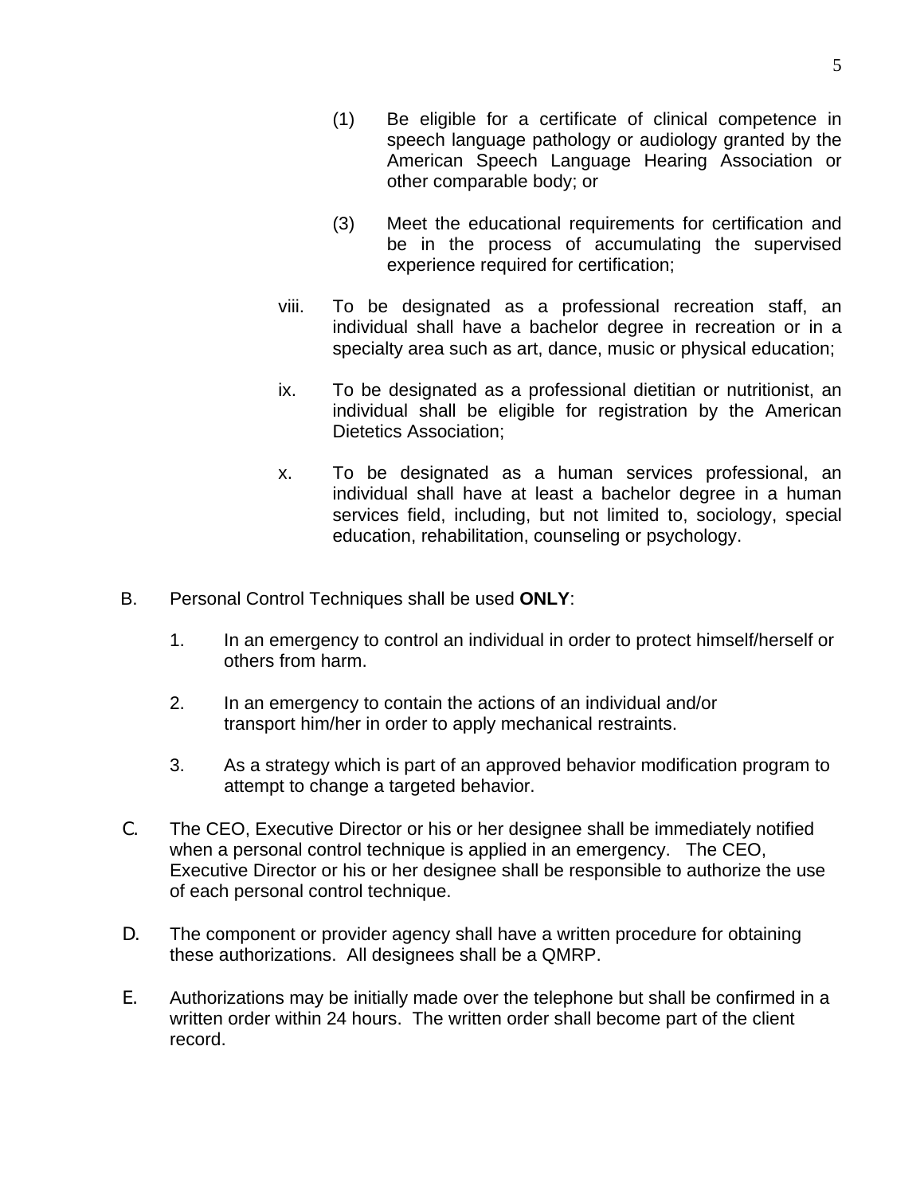(1) Be eligible for a certificate of clinical competence in speech language pathology or audiology granted by the American Speech Language Hearing Association or other comparable body; or

(3) Meet the educational requirements for certification and be in the process of accumulating the supervised experience required for certification;

viii. To be designated as a professional recreation staff, an individual shall have a bachelor degree in recreation or in a specialty area such as art, dance, music or physical education;

ix. To be designated as a professional dietitian or nutritionist, an individual shall be eligible for registration by the American Dietetics Association;

x. To be designated as a human services professional, an individual shall have at least a bachelor degree in a human services field, including, but not limited to, sociology, special education, rehabilitation, counseling or psychology.

B. Personal Control Techniques shall be used **ONLY**:

1. In an emergency to control an individual in order to protect himself/herself or others from harm.

2. In an emergency to contain the actions of an individual and/or transport him/her in order to apply mechanical restraints.

3. As a strategy which is part of an approved behavior modification program to attempt to change a targeted behavior.

C. The CEO, Executive Director or his or her designee shall be immediately notified when a personal control technique is applied in an emergency. The CEO, Executive Director or his or her designee shall be responsible to authorize the use of each personal control technique.

D. The component or provider agency shall have a written procedure for obtaining these authorizations. All designees shall be a QMRP.

E. Authorizations may be initially made over the telephone but shall be confirmed in a written order within 24 hours. The written order shall become part of the client record.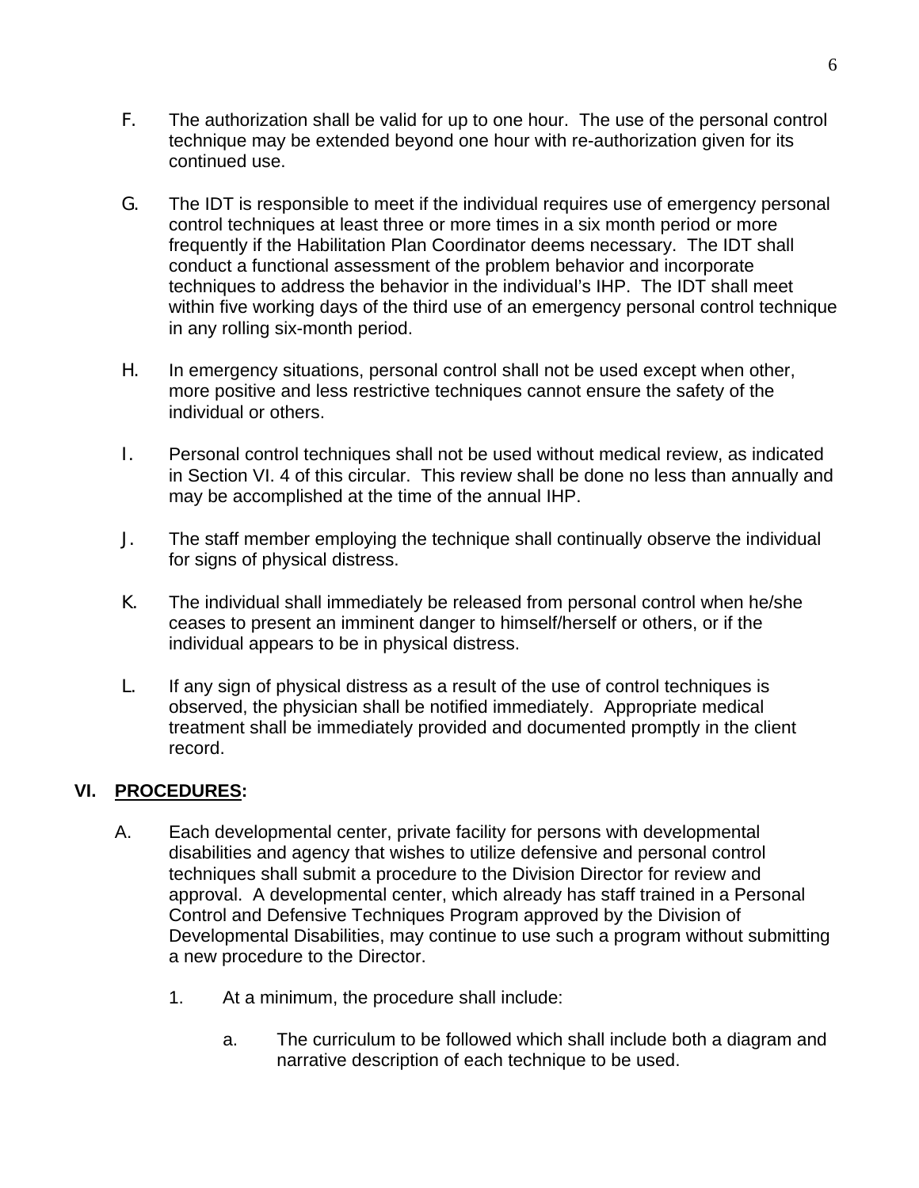F. The authorization shall be valid for up to one hour. The use of the personal control technique may be extended beyond one hour with re-authorization given for its continued use.

G. The IDT is responsible to meet if the individual requires use of emergency personal control techniques at least three or more times in a six month period or more frequently if the Habilitation Plan Coordinator deems necessary. The IDT shall conduct a functional assessment of the problem behavior and incorporate techniques to address the behavior in the individual's IHP. The IDT shall meet within five working days of the third use of an emergency personal control technique in any rolling six-month period.

H. In emergency situations, personal control shall not be used except when other, more positive and less restrictive techniques cannot ensure the safety of the individual or others.

I. Personal control techniques shall not be used without medical review, as indicated in Section VI. 4 of this circular. This review shall be done no less than annually and may be accomplished at the time of the annual IHP.

J. The staff member employing the technique shall continually observe the individual for signs of physical distress.

K. The individual shall immediately be released from personal control when he/she ceases to present an imminent danger to himself/herself or others, or if the individual appears to be in physical distress.

L. If any sign of physical distress as a result of the use of control techniques is observed, the physician shall be notified immediately. Appropriate medical treatment shall be immediately provided and documented promptly in the client record.

## VI. <u>PROCEDURES</u>:

A. Each developmental center, private facility for persons with developmental disabilities and agency that wishes to utilize defensive and personal control techniques shall submit a procedure to the Division Director for review and approval. A developmental center, which already has staff trained in a Personal Control and Defensive Techniques Program approved by the Division of Developmental Disabilities, may continue to use such a program without submitting a new procedure to the Director.

1. At a minimum, the procedure shall include:

   a. The curriculum to be followed which shall include both a diagram and narrative description of each technique to be used.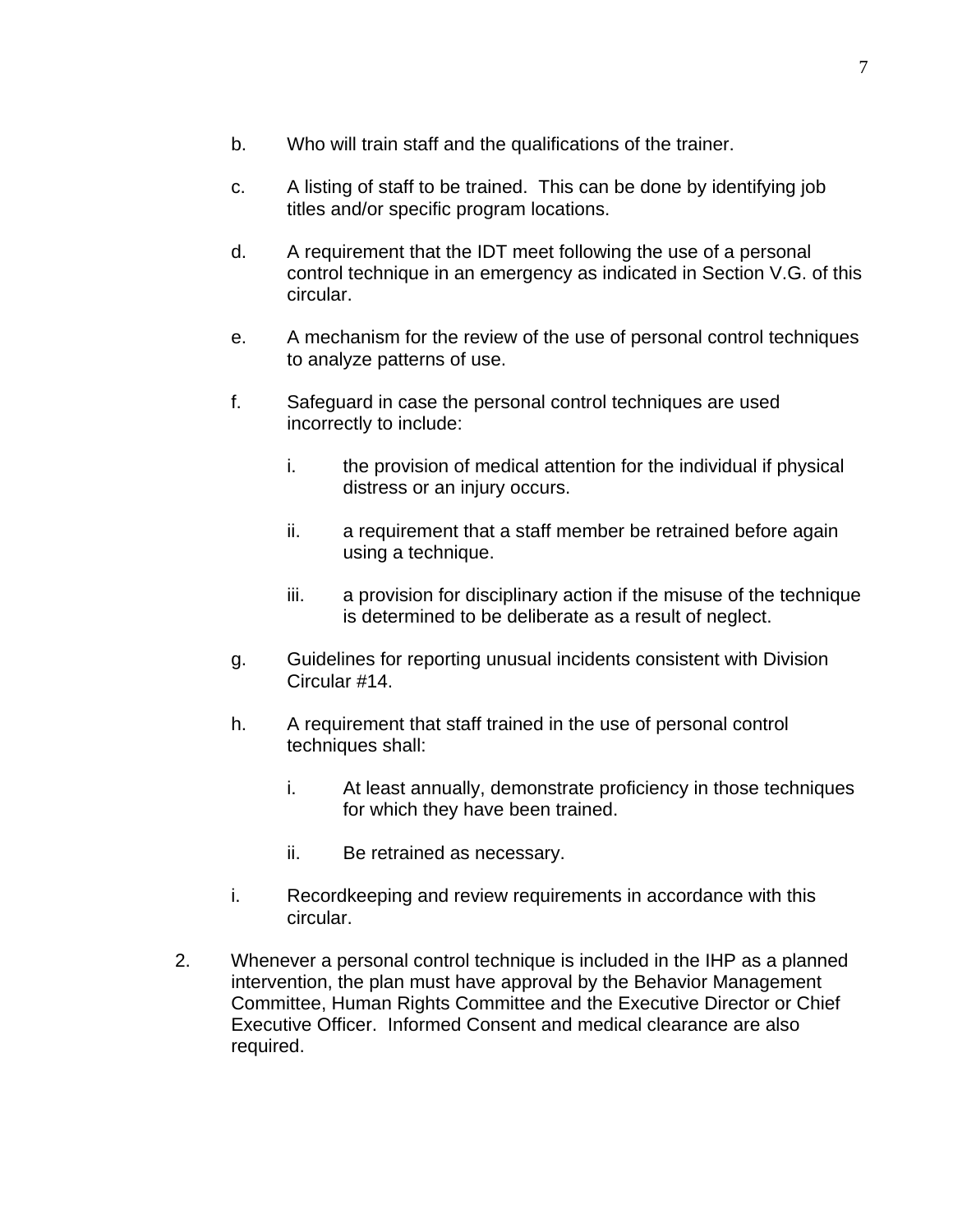b. Who will train staff and the qualifications of the trainer.

c. A listing of staff to be trained. This can be done by identifying job titles and/or specific program locations.

d. A requirement that the IDT meet following the use of a personal control technique in an emergency as indicated in Section V.G. of this circular.

e. A mechanism for the review of the use of personal control techniques to analyze patterns of use.

f. Safeguard in case the personal control techniques are used incorrectly to include:

   i. the provision of medical attention for the individual if physical distress or an injury occurs.

   ii. a requirement that a staff member be retrained before again using a technique.

   iii. a provision for disciplinary action if the misuse of the technique is determined to be deliberate as a result of neglect.

g. Guidelines for reporting unusual incidents consistent with Division Circular #14.

h. A requirement that staff trained in the use of personal control techniques shall:

   i. At least annually, demonstrate proficiency in those techniques for which they have been trained.

   ii. Be retrained as necessary.

i. Recordkeeping and review requirements in accordance with this circular.

2. Whenever a personal control technique is included in the IHP as a planned intervention, the plan must have approval by the Behavior Management Committee, Human Rights Committee and the Executive Director or Chief Executive Officer. Informed Consent and medical clearance are also required.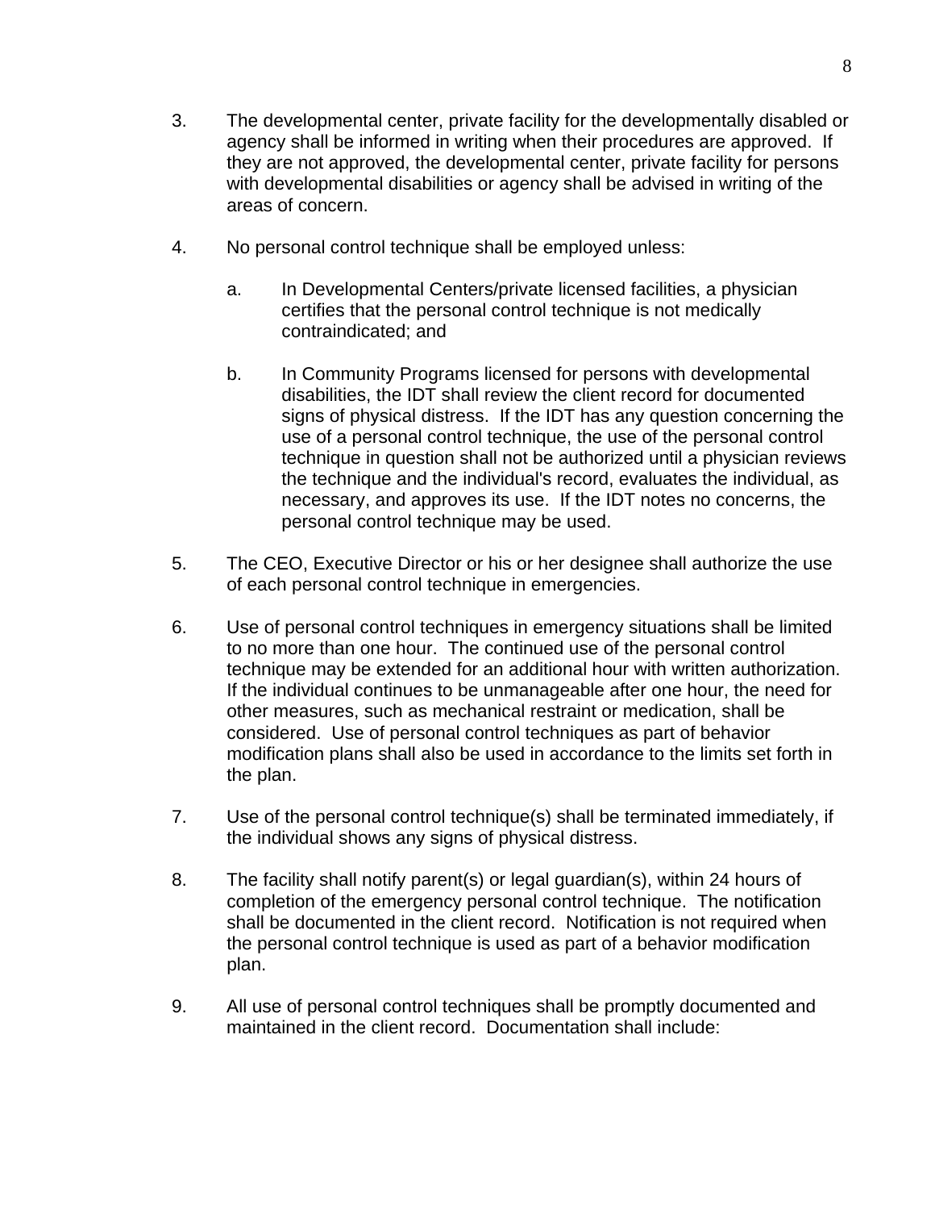3. The developmental center, private facility for the developmentally disabled or agency shall be informed in writing when their procedures are approved. If they are not approved, the developmental center, private facility for persons with developmental disabilities or agency shall be advised in writing of the areas of concern.

4. No personal control technique shall be employed unless:

   a. In Developmental Centers/private licensed facilities, a physician certifies that the personal control technique is not medically contraindicated; and

   b. In Community Programs licensed for persons with developmental disabilities, the IDT shall review the client record for documented signs of physical distress. If the IDT has any question concerning the use of a personal control technique, the use of the personal control technique in question shall not be authorized until a physician reviews the technique and the individual's record, evaluates the individual, as necessary, and approves its use. If the IDT notes no concerns, the personal control technique may be used.

5. The CEO, Executive Director or his or her designee shall authorize the use of each personal control technique in emergencies.

6. Use of personal control techniques in emergency situations shall be limited to no more than one hour. The continued use of the personal control technique may be extended for an additional hour with written authorization. If the individual continues to be unmanageable after one hour, the need for other measures, such as mechanical restraint or medication, shall be considered. Use of personal control techniques as part of behavior modification plans shall also be used in accordance to the limits set forth in the plan.

7. Use of the personal control technique(s) shall be terminated immediately, if the individual shows any signs of physical distress.

8. The facility shall notify parent(s) or legal guardian(s), within 24 hours of completion of the emergency personal control technique. The notification shall be documented in the client record. Notification is not required when the personal control technique is used as part of a behavior modification plan.

9. All use of personal control techniques shall be promptly documented and maintained in the client record. Documentation shall include: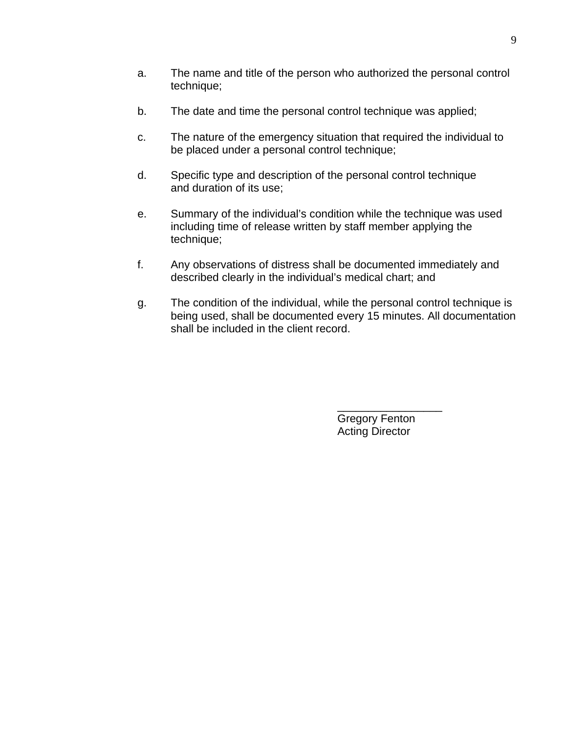a. The name and title of the person who authorized the personal control technique;

b. The date and time the personal control technique was applied;

c. The nature of the emergency situation that required the individual to be placed under a personal control technique;

d. Specific type and description of the personal control technique and duration of its use;

e. Summary of the individual's condition while the technique was used including time of release written by staff member applying the technique;

f. Any observations of distress shall be documented immediately and described clearly in the individual's medical chart; and

g. The condition of the individual, while the personal control technique is being used, shall be documented every 15 minutes. All documentation shall be included in the client record.

_________________
Gregory Fenton
Acting Director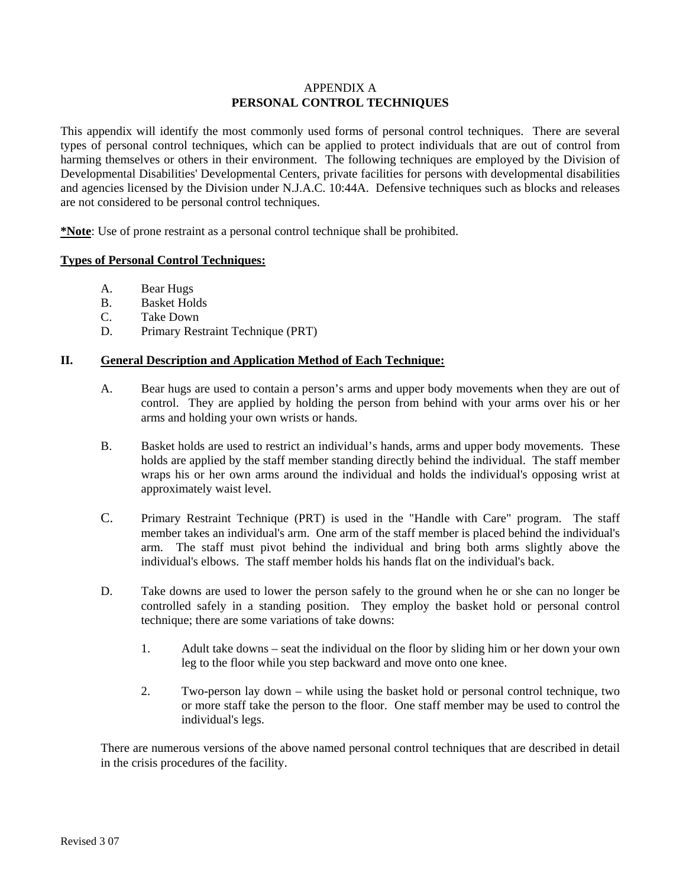APPENDIX A

**PERSONAL CONTROL TECHNIQUES**

This appendix will identify the most commonly used forms of personal control techniques. There are several types of personal control techniques, which can be applied to protect individuals that are out of control from harming themselves or others in their environment. The following techniques are employed by the Division of Developmental Disabilities' Developmental Centers, private facilities for persons with developmental disabilities and agencies licensed by the Division under N.J.A.C. 10:44A. Defensive techniques such as blocks and releases are not considered to be personal control techniques.

***Note**: Use of prone restraint as a personal control technique shall be prohibited.

**Types of Personal Control Techniques:**

A. Bear Hugs
B. Basket Holds
C. Take Down
D. Primary Restraint Technique (PRT)

**II. General Description and Application Method of Each Technique:**

A. Bear hugs are used to contain a person's arms and upper body movements when they are out of control. They are applied by holding the person from behind with your arms over his or her arms and holding your own wrists or hands.

B. Basket holds are used to restrict an individual's hands, arms and upper body movements. These holds are applied by the staff member standing directly behind the individual. The staff member wraps his or her own arms around the individual and holds the individual's opposing wrist at approximately waist level.

C. Primary Restraint Technique (PRT) is used in the "Handle with Care" program. The staff member takes an individual's arm. One arm of the staff member is placed behind the individual's arm. The staff must pivot behind the individual and bring both arms slightly above the individual's elbows. The staff member holds his hands flat on the individual's back.

D. Take downs are used to lower the person safely to the ground when he or she can no longer be controlled safely in a standing position. They employ the basket hold or personal control technique; there are some variations of take downs:

1. Adult take downs – seat the individual on the floor by sliding him or her down your own leg to the floor while you step backward and move onto one knee.

2. Two-person lay down – while using the basket hold or personal control technique, two or more staff take the person to the floor. One staff member may be used to control the individual's legs.

There are numerous versions of the above named personal control techniques that are described in detail in the crisis procedures of the facility.

Revised 3 07